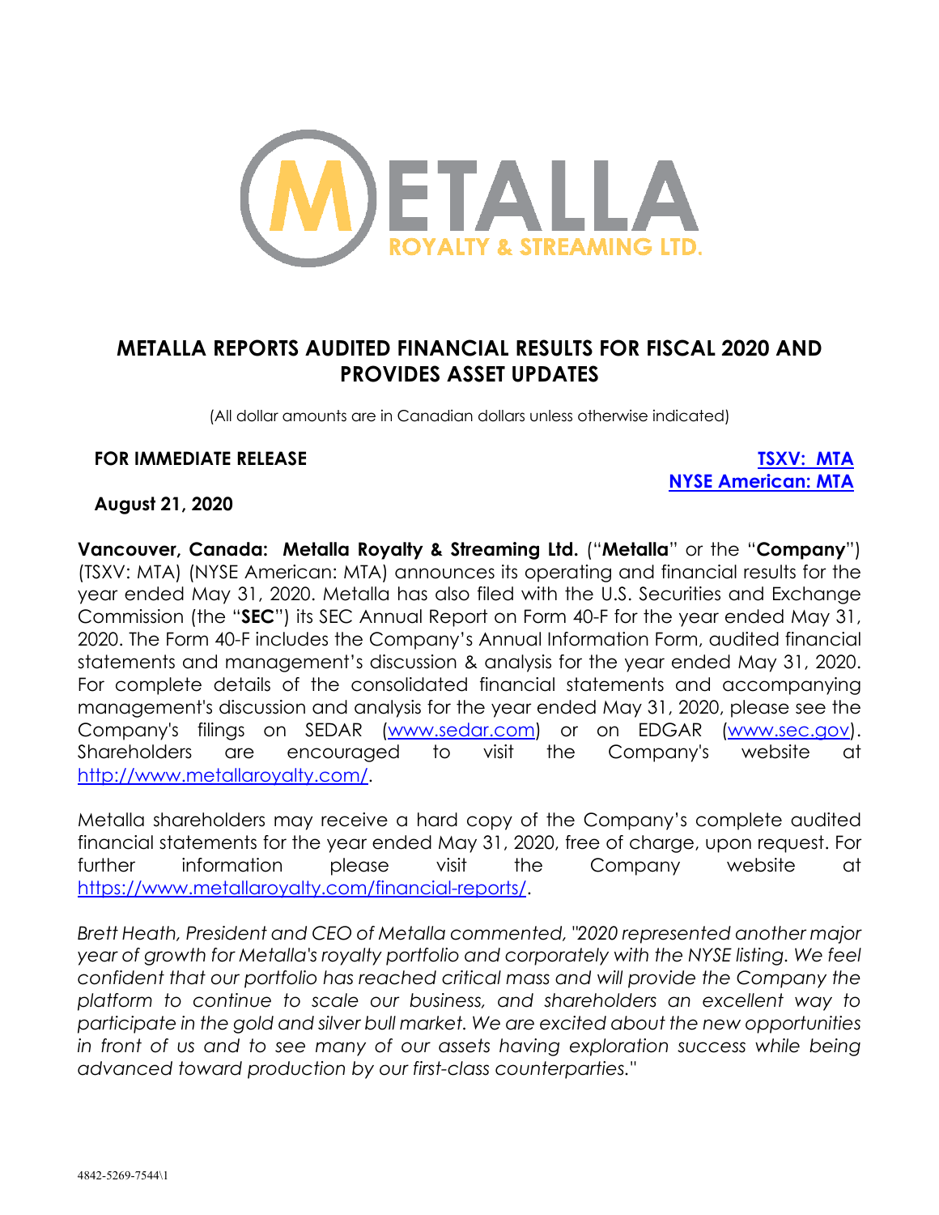METALLA ROYALTY & STREAMING LTD.

# METALLA REPORTS AUDITED FINANCIAL RESULTS FOR FISCAL 2020 AND PROVIDES ASSET UPDATES

(All dollar amounts are in Canadian dollars unless otherwise indicated)

**FOR IMMEDIATE RELEASE**

**TSXV: MTA**
**NYSE American: MTA**

**August 21, 2020**

**Vancouver, Canada: Metalla Royalty & Streaming Ltd.** ("**Metalla**" or the "**Company**") (TSXV: MTA) (NYSE American: MTA) announces its operating and financial results for the year ended May 31, 2020. Metalla has also filed with the U.S. Securities and Exchange Commission (the "**SEC**") its SEC Annual Report on Form 40-F for the year ended May 31, 2020. The Form 40-F includes the Company's Annual Information Form, audited financial statements and management's discussion & analysis for the year ended May 31, 2020. For complete details of the consolidated financial statements and accompanying management's discussion and analysis for the year ended May 31, 2020, please see the Company's filings on SEDAR (www.sedar.com) or on EDGAR (www.sec.gov). Shareholders are encouraged to visit the Company's website at http://www.metallaroyalty.com/.

Metalla shareholders may receive a hard copy of the Company's complete audited financial statements for the year ended May 31, 2020, free of charge, upon request. For further information please visit the Company website at https://www.metallaroyalty.com/financial-reports/.

*Brett Heath, President and CEO of Metalla commented, "2020 represented another major year of growth for Metalla's royalty portfolio and corporately with the NYSE listing. We feel confident that our portfolio has reached critical mass and will provide the Company the platform to continue to scale our business, and shareholders an excellent way to participate in the gold and silver bull market. We are excited about the new opportunities in front of us and to see many of our assets having exploration success while being advanced toward production by our first-class counterparties."*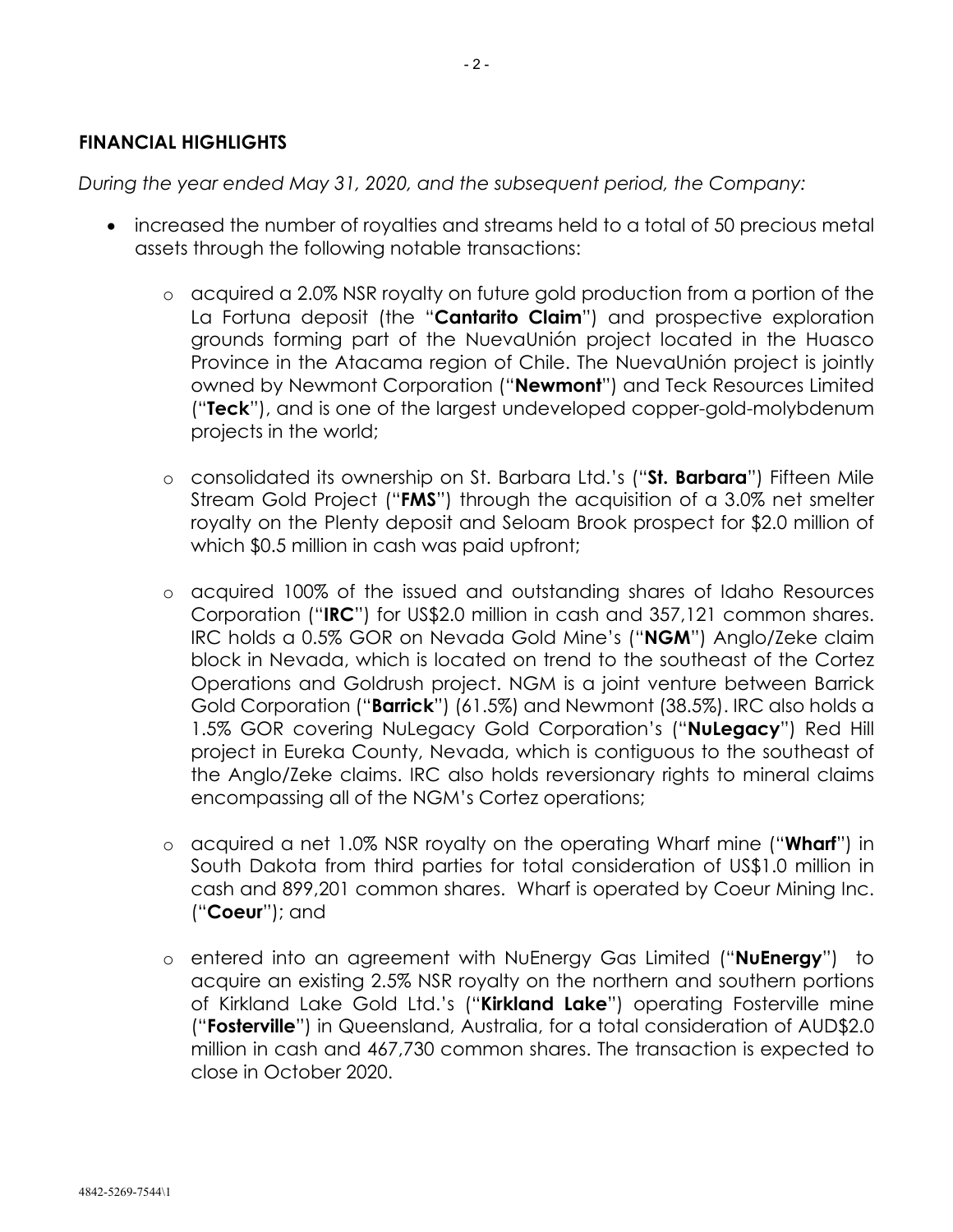## FINANCIAL HIGHLIGHTS

*During the year ended May 31, 2020, and the subsequent period, the Company:*

- increased the number of royalties and streams held to a total of 50 precious metal assets through the following notable transactions:
  - acquired a 2.0% NSR royalty on future gold production from a portion of the La Fortuna deposit (the "**Cantarito Claim**") and prospective exploration grounds forming part of the NuevaUnión project located in the Huasco Province in the Atacama region of Chile. The NuevaUnión project is jointly owned by Newmont Corporation ("**Newmont**") and Teck Resources Limited ("**Teck**"), and is one of the largest undeveloped copper-gold-molybdenum projects in the world;
  - consolidated its ownership on St. Barbara Ltd.'s ("**St. Barbara**") Fifteen Mile Stream Gold Project ("**FMS**") through the acquisition of a 3.0% net smelter royalty on the Plenty deposit and Seloam Brook prospect for $2.0 million of which $0.5 million in cash was paid upfront;
  - acquired 100% of the issued and outstanding shares of Idaho Resources Corporation ("**IRC**") for US$2.0 million in cash and 357,121 common shares. IRC holds a 0.5% GOR on Nevada Gold Mine's ("**NGM**") Anglo/Zeke claim block in Nevada, which is located on trend to the southeast of the Cortez Operations and Goldrush project. NGM is a joint venture between Barrick Gold Corporation ("**Barrick**") (61.5%) and Newmont (38.5%). IRC also holds a 1.5% GOR covering NuLegacy Gold Corporation's ("**NuLegacy**") Red Hill project in Eureka County, Nevada, which is contiguous to the southeast of the Anglo/Zeke claims. IRC also holds reversionary rights to mineral claims encompassing all of the NGM's Cortez operations;
  - acquired a net 1.0% NSR royalty on the operating Wharf mine ("**Wharf**") in South Dakota from third parties for total consideration of US$1.0 million in cash and 899,201 common shares. Wharf is operated by Coeur Mining Inc. ("**Coeur**"); and
  - entered into an agreement with NuEnergy Gas Limited ("**NuEnergy**") to acquire an existing 2.5% NSR royalty on the northern and southern portions of Kirkland Lake Gold Ltd.'s ("**Kirkland Lake**") operating Fosterville mine ("**Fosterville**") in Queensland, Australia, for a total consideration of AUD$2.0 million in cash and 467,730 common shares. The transaction is expected to close in October 2020.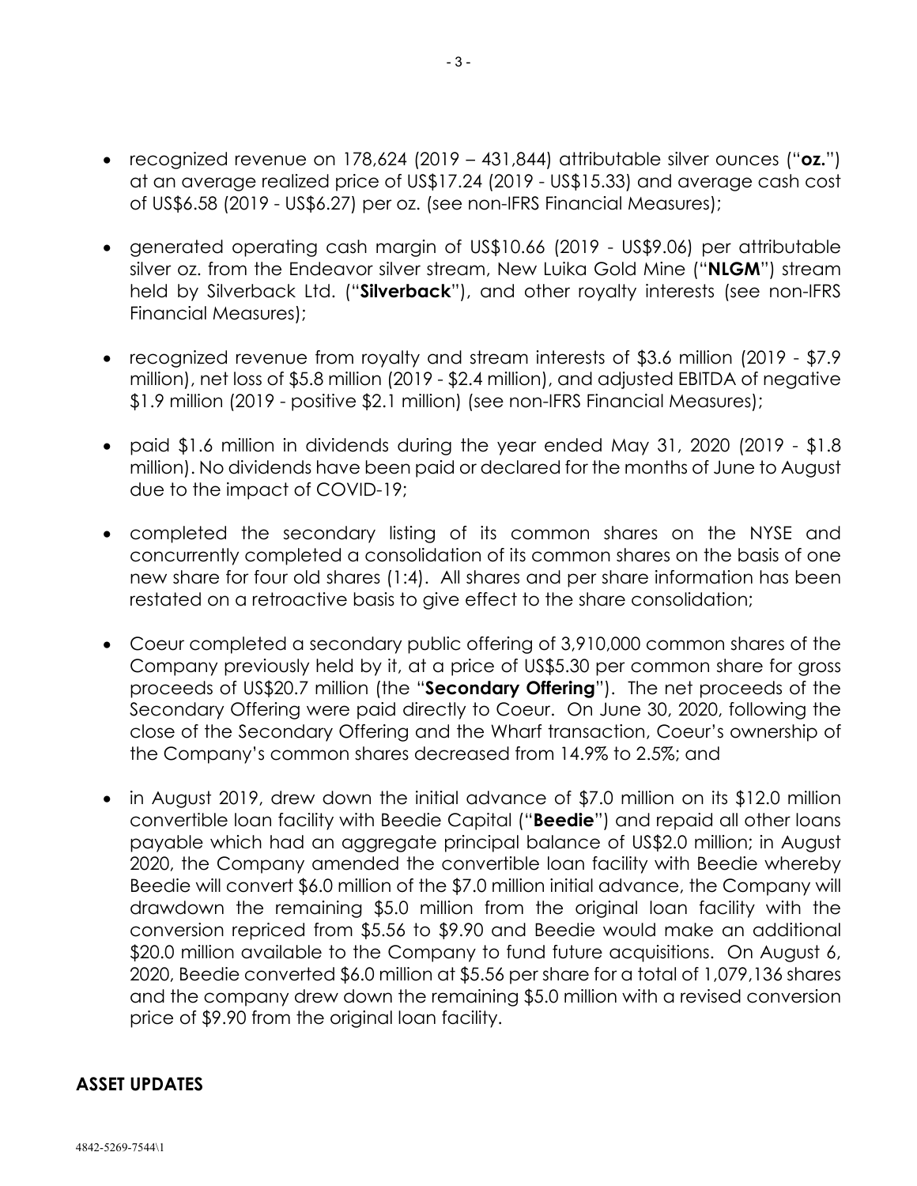- recognized revenue on 178,624 (2019 – 431,844) attributable silver ounces ("**oz.**") at an average realized price of US$17.24 (2019 - US$15.33) and average cash cost of US$6.58 (2019 - US$6.27) per oz. (see non-IFRS Financial Measures);

- generated operating cash margin of US$10.66 (2019 - US$9.06) per attributable silver oz. from the Endeavor silver stream, New Luika Gold Mine ("**NLGM**") stream held by Silverback Ltd. ("**Silverback**"), and other royalty interests (see non-IFRS Financial Measures);

- recognized revenue from royalty and stream interests of $3.6 million (2019 - $7.9 million), net loss of $5.8 million (2019 - $2.4 million), and adjusted EBITDA of negative $1.9 million (2019 - positive $2.1 million) (see non-IFRS Financial Measures);

- paid $1.6 million in dividends during the year ended May 31, 2020 (2019 - $1.8 million). No dividends have been paid or declared for the months of June to August due to the impact of COVID-19;

- completed the secondary listing of its common shares on the NYSE and concurrently completed a consolidation of its common shares on the basis of one new share for four old shares (1:4). All shares and per share information has been restated on a retroactive basis to give effect to the share consolidation;

- Coeur completed a secondary public offering of 3,910,000 common shares of the Company previously held by it, at a price of US$5.30 per common share for gross proceeds of US$20.7 million (the "**Secondary Offering**"). The net proceeds of the Secondary Offering were paid directly to Coeur. On June 30, 2020, following the close of the Secondary Offering and the Wharf transaction, Coeur's ownership of the Company's common shares decreased from 14.9% to 2.5%; and

- in August 2019, drew down the initial advance of $7.0 million on its $12.0 million convertible loan facility with Beedie Capital ("**Beedie**") and repaid all other loans payable which had an aggregate principal balance of US$2.0 million; in August 2020, the Company amended the convertible loan facility with Beedie whereby Beedie will convert $6.0 million of the $7.0 million initial advance, the Company will drawdown the remaining $5.0 million from the original loan facility with the conversion repriced from $5.56 to $9.90 and Beedie would make an additional $20.0 million available to the Company to fund future acquisitions. On August 6, 2020, Beedie converted $6.0 million at $5.56 per share for a total of 1,079,136 shares and the company drew down the remaining $5.0 million with a revised conversion price of $9.90 from the original loan facility.

## ASSET UPDATES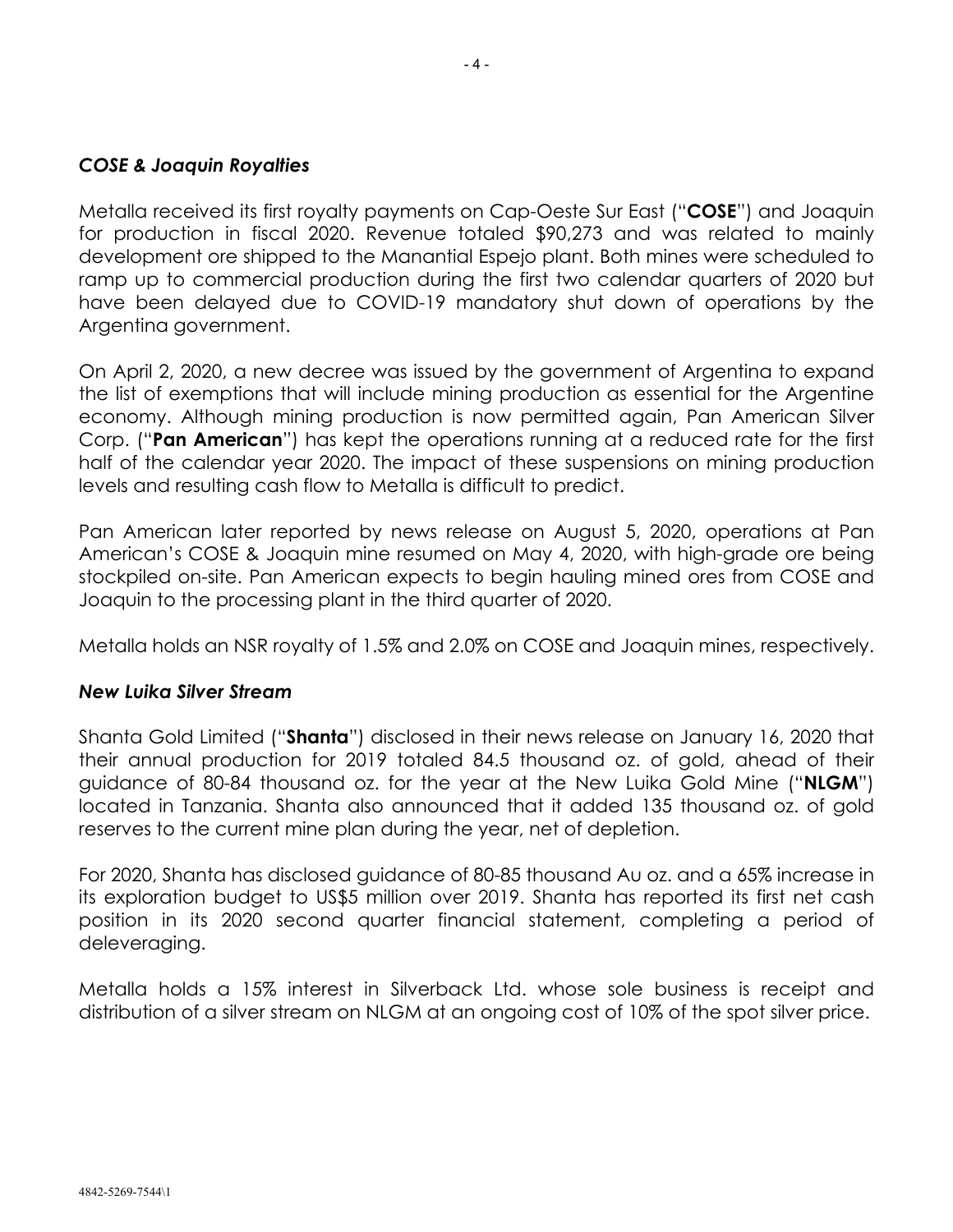### *COSE & Joaquin Royalties*

Metalla received its first royalty payments on Cap-Oeste Sur East ("**COSE**") and Joaquin for production in fiscal 2020. Revenue totaled $90,273 and was related to mainly development ore shipped to the Manantial Espejo plant. Both mines were scheduled to ramp up to commercial production during the first two calendar quarters of 2020 but have been delayed due to COVID-19 mandatory shut down of operations by the Argentina government.

On April 2, 2020, a new decree was issued by the government of Argentina to expand the list of exemptions that will include mining production as essential for the Argentine economy. Although mining production is now permitted again, Pan American Silver Corp. ("**Pan American**") has kept the operations running at a reduced rate for the first half of the calendar year 2020. The impact of these suspensions on mining production levels and resulting cash flow to Metalla is difficult to predict.

Pan American later reported by news release on August 5, 2020, operations at Pan American's COSE & Joaquin mine resumed on May 4, 2020, with high-grade ore being stockpiled on-site. Pan American expects to begin hauling mined ores from COSE and Joaquin to the processing plant in the third quarter of 2020.

Metalla holds an NSR royalty of 1.5% and 2.0% on COSE and Joaquin mines, respectively.

### *New Luika Silver Stream*

Shanta Gold Limited ("**Shanta**") disclosed in their news release on January 16, 2020 that their annual production for 2019 totaled 84.5 thousand oz. of gold, ahead of their guidance of 80-84 thousand oz. for the year at the New Luika Gold Mine ("**NLGM**") located in Tanzania. Shanta also announced that it added 135 thousand oz. of gold reserves to the current mine plan during the year, net of depletion.

For 2020, Shanta has disclosed guidance of 80-85 thousand Au oz. and a 65% increase in its exploration budget to US$5 million over 2019. Shanta has reported its first net cash position in its 2020 second quarter financial statement, completing a period of deleveraging.

Metalla holds a 15% interest in Silverback Ltd. whose sole business is receipt and distribution of a silver stream on NLGM at an ongoing cost of 10% of the spot silver price.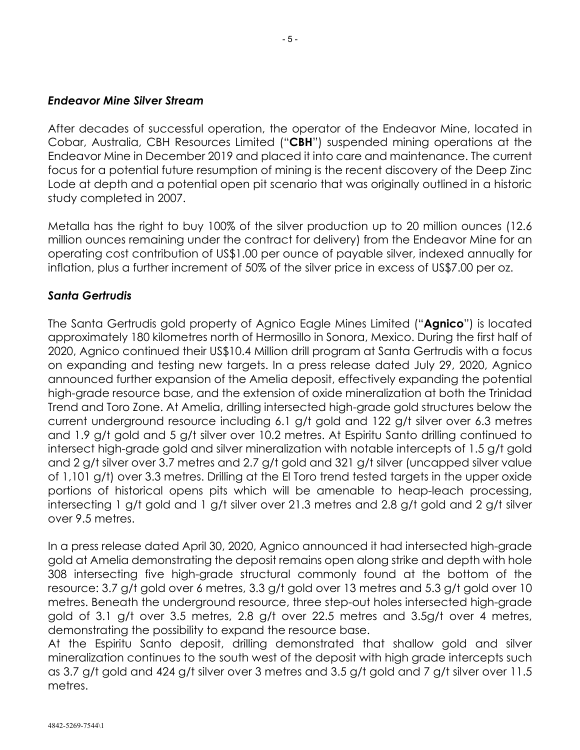### *Endeavor Mine Silver Stream*

After decades of successful operation, the operator of the Endeavor Mine, located in Cobar, Australia, CBH Resources Limited ("**CBH**") suspended mining operations at the Endeavor Mine in December 2019 and placed it into care and maintenance. The current focus for a potential future resumption of mining is the recent discovery of the Deep Zinc Lode at depth and a potential open pit scenario that was originally outlined in a historic study completed in 2007.

Metalla has the right to buy 100% of the silver production up to 20 million ounces (12.6 million ounces remaining under the contract for delivery) from the Endeavor Mine for an operating cost contribution of US$1.00 per ounce of payable silver, indexed annually for inflation, plus a further increment of 50% of the silver price in excess of US$7.00 per oz.

### *Santa Gertrudis*

The Santa Gertrudis gold property of Agnico Eagle Mines Limited ("**Agnico**") is located approximately 180 kilometres north of Hermosillo in Sonora, Mexico. During the first half of 2020, Agnico continued their US$10.4 Million drill program at Santa Gertrudis with a focus on expanding and testing new targets. In a press release dated July 29, 2020, Agnico announced further expansion of the Amelia deposit, effectively expanding the potential high-grade resource base, and the extension of oxide mineralization at both the Trinidad Trend and Toro Zone. At Amelia, drilling intersected high-grade gold structures below the current underground resource including 6.1 g/t gold and 122 g/t silver over 6.3 metres and 1.9 g/t gold and 5 g/t silver over 10.2 metres. At Espiritu Santo drilling continued to intersect high-grade gold and silver mineralization with notable intercepts of 1.5 g/t gold and 2 g/t silver over 3.7 metres and 2.7 g/t gold and 321 g/t silver (uncapped silver value of 1,101 g/t) over 3.3 metres. Drilling at the El Toro trend tested targets in the upper oxide portions of historical opens pits which will be amenable to heap-leach processing, intersecting 1 g/t gold and 1 g/t silver over 21.3 metres and 2.8 g/t gold and 2 g/t silver over 9.5 metres.

In a press release dated April 30, 2020, Agnico announced it had intersected high-grade gold at Amelia demonstrating the deposit remains open along strike and depth with hole 308 intersecting five high-grade structural commonly found at the bottom of the resource: 3.7 g/t gold over 6 metres, 3.3 g/t gold over 13 metres and 5.3 g/t gold over 10 metres. Beneath the underground resource, three step-out holes intersected high-grade gold of 3.1 g/t over 3.5 metres, 2.8 g/t over 22.5 metres and 3.5g/t over 4 metres, demonstrating the possibility to expand the resource base.

At the Espiritu Santo deposit, drilling demonstrated that shallow gold and silver mineralization continues to the south west of the deposit with high grade intercepts such as 3.7 g/t gold and 424 g/t silver over 3 metres and 3.5 g/t gold and 7 g/t silver over 11.5 metres.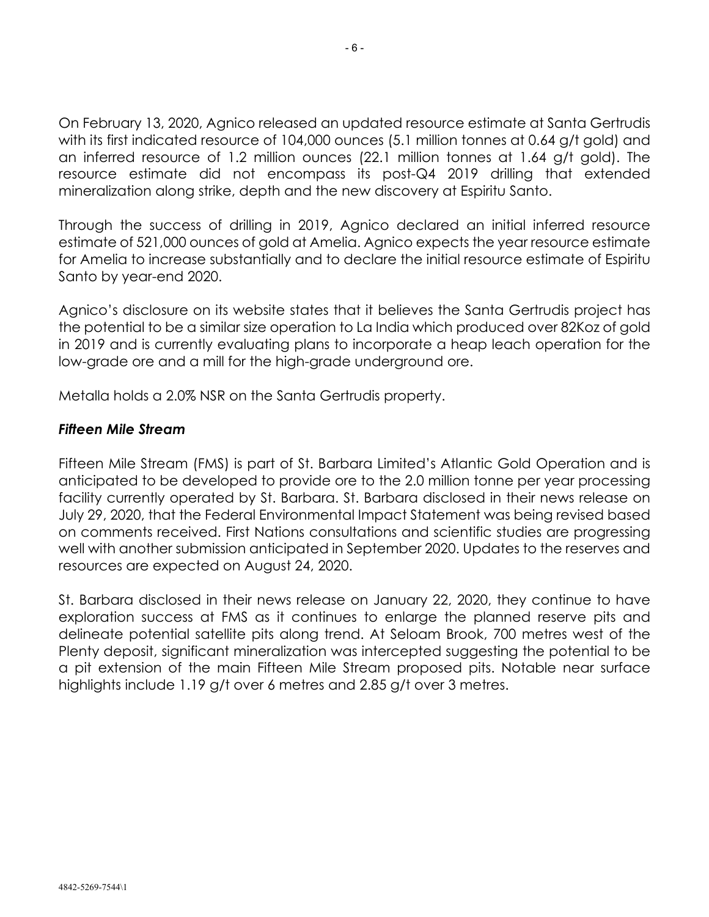On February 13, 2020, Agnico released an updated resource estimate at Santa Gertrudis with its first indicated resource of 104,000 ounces (5.1 million tonnes at 0.64 g/t gold) and an inferred resource of 1.2 million ounces (22.1 million tonnes at 1.64 g/t gold). The resource estimate did not encompass its post-Q4 2019 drilling that extended mineralization along strike, depth and the new discovery at Espiritu Santo.

Through the success of drilling in 2019, Agnico declared an initial inferred resource estimate of 521,000 ounces of gold at Amelia. Agnico expects the year resource estimate for Amelia to increase substantially and to declare the initial resource estimate of Espiritu Santo by year-end 2020.

Agnico's disclosure on its website states that it believes the Santa Gertrudis project has the potential to be a similar size operation to La India which produced over 82Koz of gold in 2019 and is currently evaluating plans to incorporate a heap leach operation for the low-grade ore and a mill for the high-grade underground ore.

Metalla holds a 2.0% NSR on the Santa Gertrudis property.

### *Fifteen Mile Stream*

Fifteen Mile Stream (FMS) is part of St. Barbara Limited's Atlantic Gold Operation and is anticipated to be developed to provide ore to the 2.0 million tonne per year processing facility currently operated by St. Barbara. St. Barbara disclosed in their news release on July 29, 2020, that the Federal Environmental Impact Statement was being revised based on comments received. First Nations consultations and scientific studies are progressing well with another submission anticipated in September 2020. Updates to the reserves and resources are expected on August 24, 2020.

St. Barbara disclosed in their news release on January 22, 2020, they continue to have exploration success at FMS as it continues to enlarge the planned reserve pits and delineate potential satellite pits along trend. At Seloam Brook, 700 metres west of the Plenty deposit, significant mineralization was intercepted suggesting the potential to be a pit extension of the main Fifteen Mile Stream proposed pits. Notable near surface highlights include 1.19 g/t over 6 metres and 2.85 g/t over 3 metres.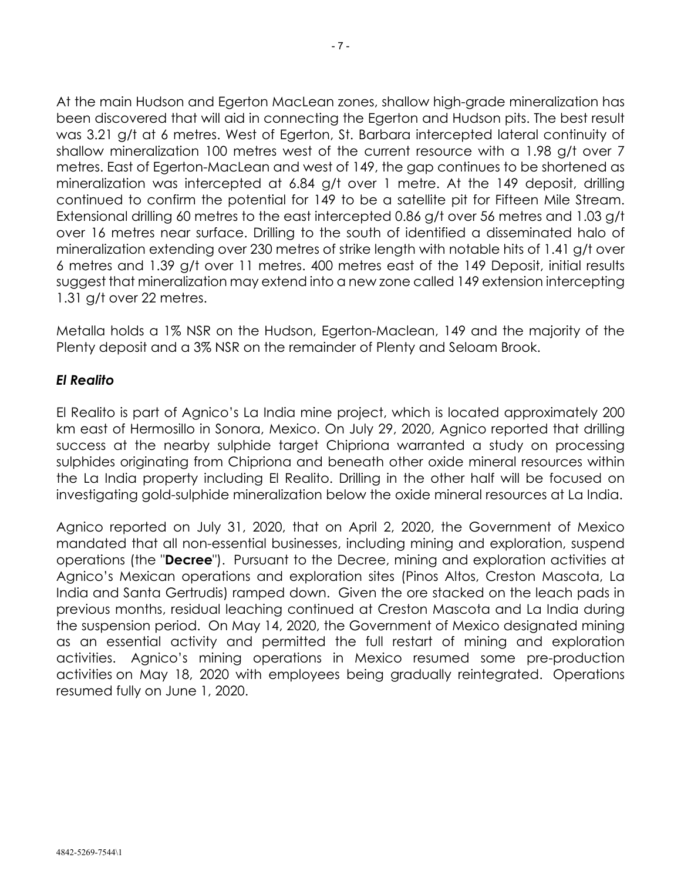At the main Hudson and Egerton MacLean zones, shallow high-grade mineralization has been discovered that will aid in connecting the Egerton and Hudson pits. The best result was 3.21 g/t at 6 metres. West of Egerton, St. Barbara intercepted lateral continuity of shallow mineralization 100 metres west of the current resource with a 1.98 g/t over 7 metres. East of Egerton-MacLean and west of 149, the gap continues to be shortened as mineralization was intercepted at 6.84 g/t over 1 metre. At the 149 deposit, drilling continued to confirm the potential for 149 to be a satellite pit for Fifteen Mile Stream. Extensional drilling 60 metres to the east intercepted 0.86 g/t over 56 metres and 1.03 g/t over 16 metres near surface. Drilling to the south of identified a disseminated halo of mineralization extending over 230 metres of strike length with notable hits of 1.41 g/t over 6 metres and 1.39 g/t over 11 metres. 400 metres east of the 149 Deposit, initial results suggest that mineralization may extend into a new zone called 149 extension intercepting 1.31 g/t over 22 metres.

Metalla holds a 1% NSR on the Hudson, Egerton-Maclean, 149 and the majority of the Plenty deposit and a 3% NSR on the remainder of Plenty and Seloam Brook.

### *El Realito*

El Realito is part of Agnico's La India mine project, which is located approximately 200 km east of Hermosillo in Sonora, Mexico. On July 29, 2020, Agnico reported that drilling success at the nearby sulphide target Chipriona warranted a study on processing sulphides originating from Chipriona and beneath other oxide mineral resources within the La India property including El Realito. Drilling in the other half will be focused on investigating gold-sulphide mineralization below the oxide mineral resources at La India.

Agnico reported on July 31, 2020, that on April 2, 2020, the Government of Mexico mandated that all non-essential businesses, including mining and exploration, suspend operations (the "**Decree**"). Pursuant to the Decree, mining and exploration activities at Agnico's Mexican operations and exploration sites (Pinos Altos, Creston Mascota, La India and Santa Gertrudis) ramped down. Given the ore stacked on the leach pads in previous months, residual leaching continued at Creston Mascota and La India during the suspension period. On May 14, 2020, the Government of Mexico designated mining as an essential activity and permitted the full restart of mining and exploration activities. Agnico's mining operations in Mexico resumed some pre-production activities on May 18, 2020 with employees being gradually reintegrated. Operations resumed fully on June 1, 2020.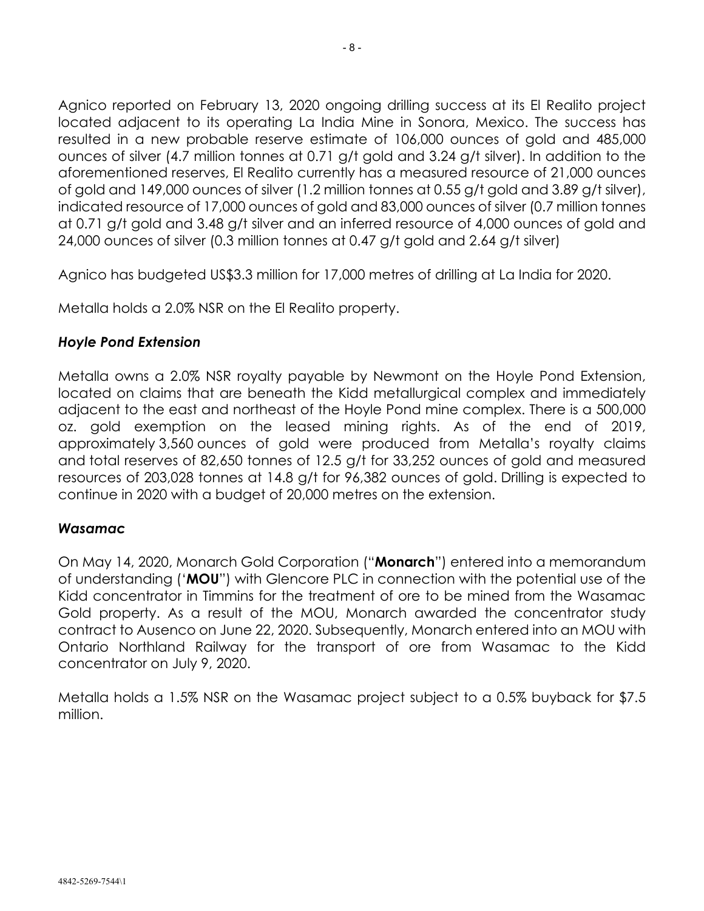Agnico reported on February 13, 2020 ongoing drilling success at its El Realito project located adjacent to its operating La India Mine in Sonora, Mexico. The success has resulted in a new probable reserve estimate of 106,000 ounces of gold and 485,000 ounces of silver (4.7 million tonnes at 0.71 g/t gold and 3.24 g/t silver). In addition to the aforementioned reserves, El Realito currently has a measured resource of 21,000 ounces of gold and 149,000 ounces of silver (1.2 million tonnes at 0.55 g/t gold and 3.89 g/t silver), indicated resource of 17,000 ounces of gold and 83,000 ounces of silver (0.7 million tonnes at 0.71 g/t gold and 3.48 g/t silver and an inferred resource of 4,000 ounces of gold and 24,000 ounces of silver (0.3 million tonnes at 0.47 g/t gold and 2.64 g/t silver)

Agnico has budgeted US$3.3 million for 17,000 metres of drilling at La India for 2020.

Metalla holds a 2.0% NSR on the El Realito property.

### *Hoyle Pond Extension*

Metalla owns a 2.0% NSR royalty payable by Newmont on the Hoyle Pond Extension, located on claims that are beneath the Kidd metallurgical complex and immediately adjacent to the east and northeast of the Hoyle Pond mine complex. There is a 500,000 oz. gold exemption on the leased mining rights. As of the end of 2019, approximately 3,560 ounces of gold were produced from Metalla's royalty claims and total reserves of 82,650 tonnes of 12.5 g/t for 33,252 ounces of gold and measured resources of 203,028 tonnes at 14.8 g/t for 96,382 ounces of gold. Drilling is expected to continue in 2020 with a budget of 20,000 metres on the extension.

### *Wasamac*

On May 14, 2020, Monarch Gold Corporation ("**Monarch**") entered into a memorandum of understanding ('**MOU**") with Glencore PLC in connection with the potential use of the Kidd concentrator in Timmins for the treatment of ore to be mined from the Wasamac Gold property. As a result of the MOU, Monarch awarded the concentrator study contract to Ausenco on June 22, 2020. Subsequently, Monarch entered into an MOU with Ontario Northland Railway for the transport of ore from Wasamac to the Kidd concentrator on July 9, 2020.

Metalla holds a 1.5% NSR on the Wasamac project subject to a 0.5% buyback for $7.5 million.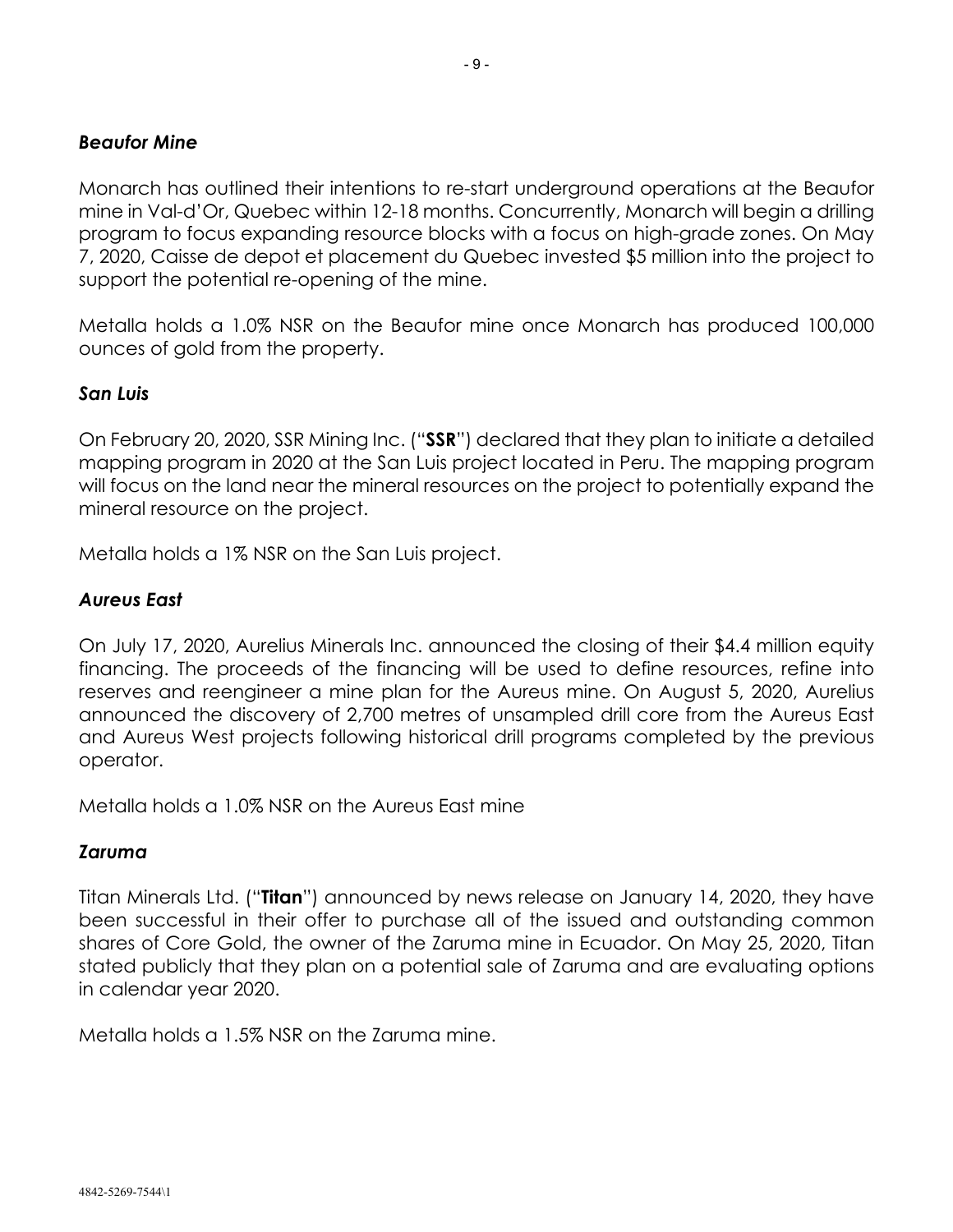### *Beaufor Mine*

Monarch has outlined their intentions to re-start underground operations at the Beaufor mine in Val-d'Or, Quebec within 12-18 months. Concurrently, Monarch will begin a drilling program to focus expanding resource blocks with a focus on high-grade zones. On May 7, 2020, Caisse de depot et placement du Quebec invested $5 million into the project to support the potential re-opening of the mine.

Metalla holds a 1.0% NSR on the Beaufor mine once Monarch has produced 100,000 ounces of gold from the property.

### *San Luis*

On February 20, 2020, SSR Mining Inc. ("**SSR**") declared that they plan to initiate a detailed mapping program in 2020 at the San Luis project located in Peru. The mapping program will focus on the land near the mineral resources on the project to potentially expand the mineral resource on the project.

Metalla holds a 1% NSR on the San Luis project.

### *Aureus East*

On July 17, 2020, Aurelius Minerals Inc. announced the closing of their $4.4 million equity financing. The proceeds of the financing will be used to define resources, refine into reserves and reengineer a mine plan for the Aureus mine. On August 5, 2020, Aurelius announced the discovery of 2,700 metres of unsampled drill core from the Aureus East and Aureus West projects following historical drill programs completed by the previous operator.

Metalla holds a 1.0% NSR on the Aureus East mine

### *Zaruma*

Titan Minerals Ltd. ("**Titan**") announced by news release on January 14, 2020, they have been successful in their offer to purchase all of the issued and outstanding common shares of Core Gold, the owner of the Zaruma mine in Ecuador. On May 25, 2020, Titan stated publicly that they plan on a potential sale of Zaruma and are evaluating options in calendar year 2020.

Metalla holds a 1.5% NSR on the Zaruma mine.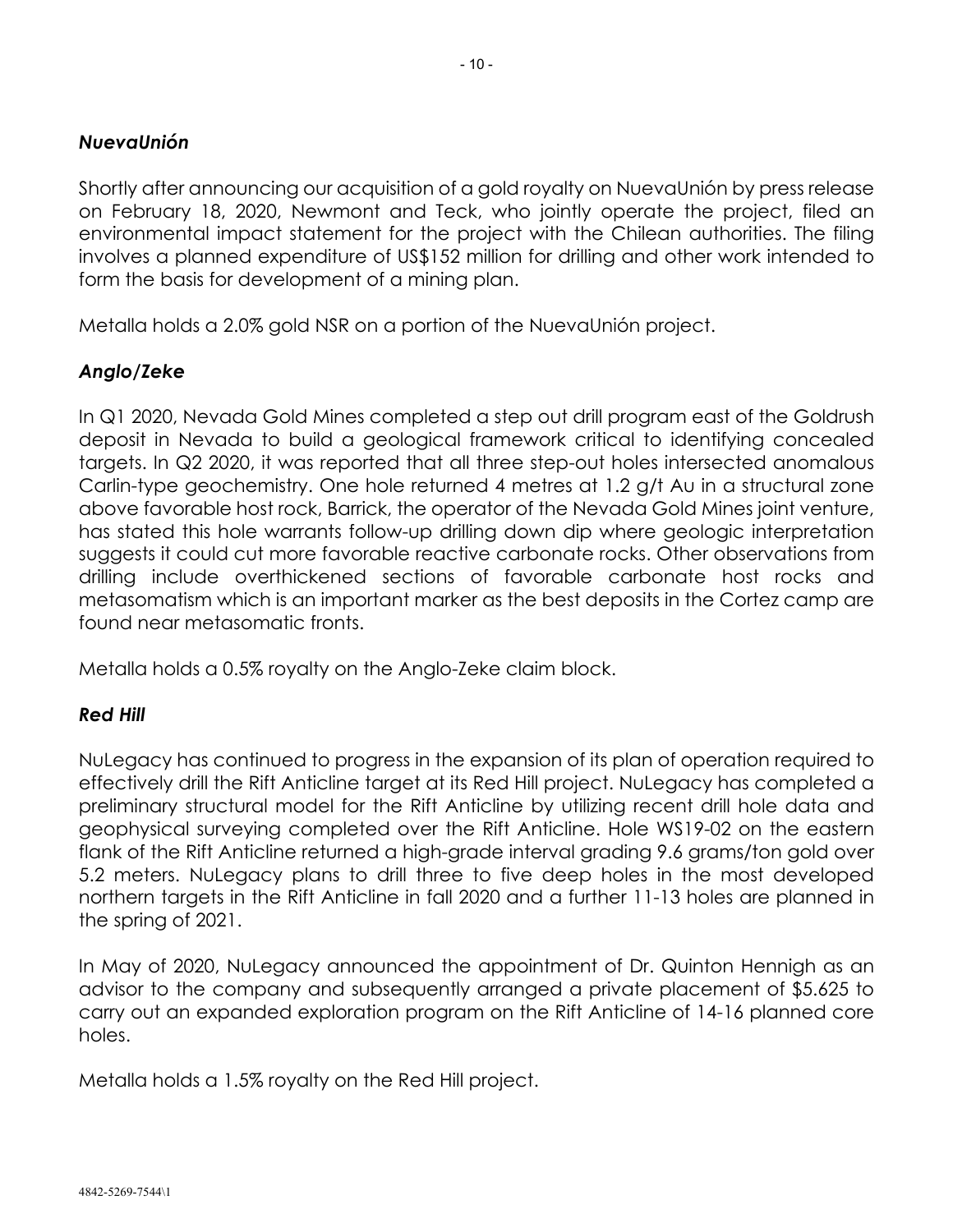### *NuevaUnión*

Shortly after announcing our acquisition of a gold royalty on NuevaUnión by press release on February 18, 2020, Newmont and Teck, who jointly operate the project, filed an environmental impact statement for the project with the Chilean authorities. The filing involves a planned expenditure of US$152 million for drilling and other work intended to form the basis for development of a mining plan.

Metalla holds a 2.0% gold NSR on a portion of the NuevaUnión project.

### *Anglo/Zeke*

In Q1 2020, Nevada Gold Mines completed a step out drill program east of the Goldrush deposit in Nevada to build a geological framework critical to identifying concealed targets. In Q2 2020, it was reported that all three step-out holes intersected anomalous Carlin-type geochemistry. One hole returned 4 metres at 1.2 g/t Au in a structural zone above favorable host rock, Barrick, the operator of the Nevada Gold Mines joint venture, has stated this hole warrants follow-up drilling down dip where geologic interpretation suggests it could cut more favorable reactive carbonate rocks. Other observations from drilling include overthickened sections of favorable carbonate host rocks and metasomatism which is an important marker as the best deposits in the Cortez camp are found near metasomatic fronts.

Metalla holds a 0.5% royalty on the Anglo-Zeke claim block.

### *Red Hill*

NuLegacy has continued to progress in the expansion of its plan of operation required to effectively drill the Rift Anticline target at its Red Hill project. NuLegacy has completed a preliminary structural model for the Rift Anticline by utilizing recent drill hole data and geophysical surveying completed over the Rift Anticline. Hole WS19-02 on the eastern flank of the Rift Anticline returned a high-grade interval grading 9.6 grams/ton gold over 5.2 meters. NuLegacy plans to drill three to five deep holes in the most developed northern targets in the Rift Anticline in fall 2020 and a further 11-13 holes are planned in the spring of 2021.

In May of 2020, NuLegacy announced the appointment of Dr. Quinton Hennigh as an advisor to the company and subsequently arranged a private placement of $5.625 to carry out an expanded exploration program on the Rift Anticline of 14-16 planned core holes.

Metalla holds a 1.5% royalty on the Red Hill project.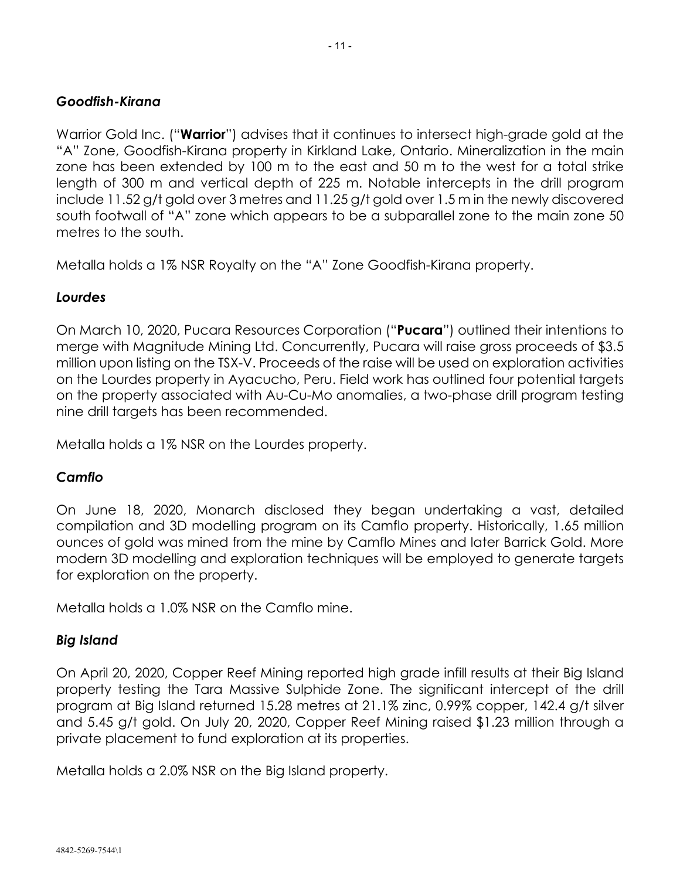### *Goodfish-Kirana*

Warrior Gold Inc. ("**Warrior**") advises that it continues to intersect high-grade gold at the "A" Zone, Goodfish-Kirana property in Kirkland Lake, Ontario. Mineralization in the main zone has been extended by 100 m to the east and 50 m to the west for a total strike length of 300 m and vertical depth of 225 m. Notable intercepts in the drill program include 11.52 g/t gold over 3 metres and 11.25 g/t gold over 1.5 m in the newly discovered south footwall of "A" zone which appears to be a subparallel zone to the main zone 50 metres to the south.

Metalla holds a 1% NSR Royalty on the "A" Zone Goodfish-Kirana property.

### *Lourdes*

On March 10, 2020, Pucara Resources Corporation ("**Pucara**") outlined their intentions to merge with Magnitude Mining Ltd. Concurrently, Pucara will raise gross proceeds of $3.5 million upon listing on the TSX-V. Proceeds of the raise will be used on exploration activities on the Lourdes property in Ayacucho, Peru. Field work has outlined four potential targets on the property associated with Au-Cu-Mo anomalies, a two-phase drill program testing nine drill targets has been recommended.

Metalla holds a 1% NSR on the Lourdes property.

### *Camflo*

On June 18, 2020, Monarch disclosed they began undertaking a vast, detailed compilation and 3D modelling program on its Camflo property. Historically, 1.65 million ounces of gold was mined from the mine by Camflo Mines and later Barrick Gold. More modern 3D modelling and exploration techniques will be employed to generate targets for exploration on the property.

Metalla holds a 1.0% NSR on the Camflo mine.

### *Big Island*

On April 20, 2020, Copper Reef Mining reported high grade infill results at their Big Island property testing the Tara Massive Sulphide Zone. The significant intercept of the drill program at Big Island returned 15.28 metres at 21.1% zinc, 0.99% copper, 142.4 g/t silver and 5.45 g/t gold. On July 20, 2020, Copper Reef Mining raised $1.23 million through a private placement to fund exploration at its properties.

Metalla holds a 2.0% NSR on the Big Island property.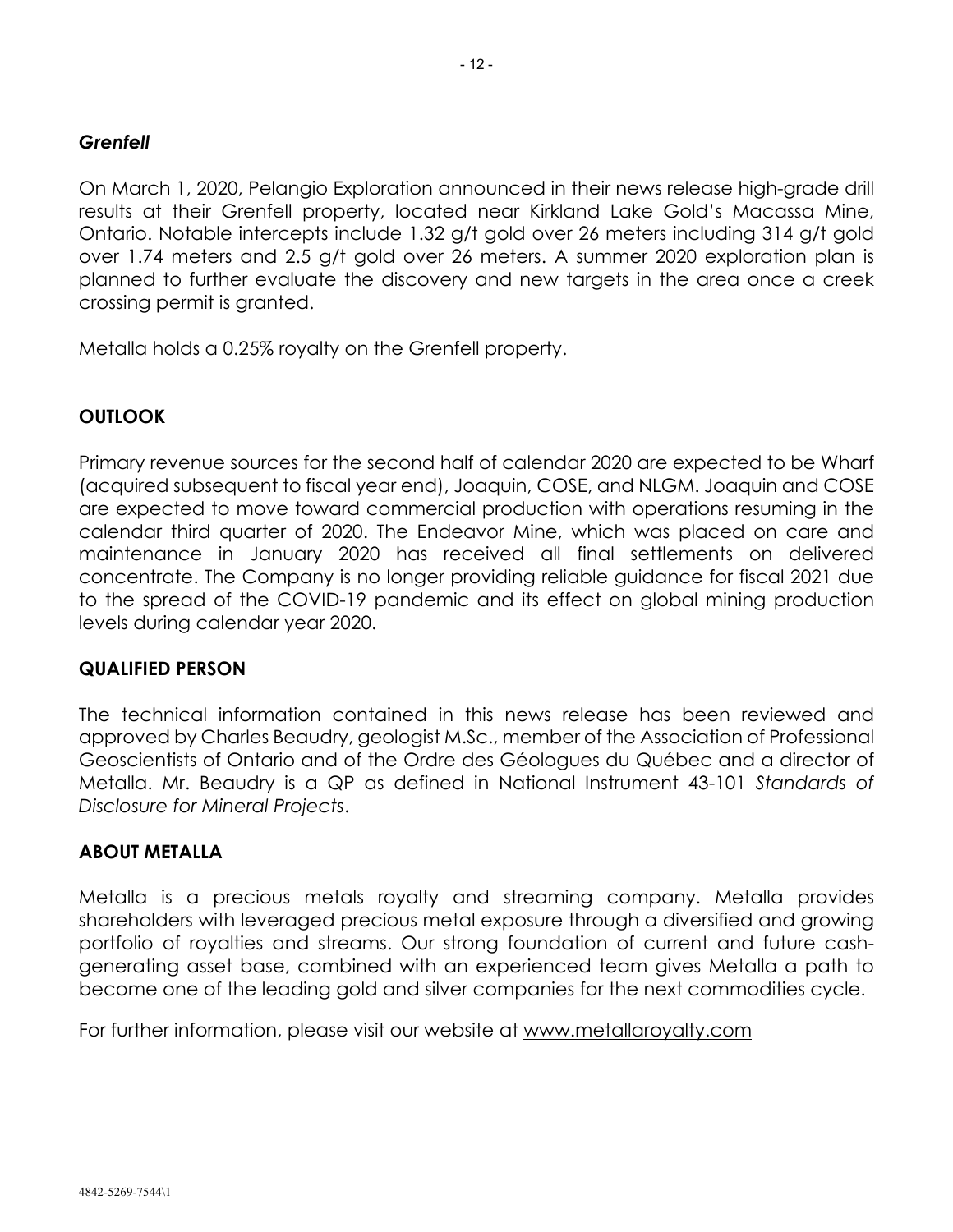### *Grenfell*

On March 1, 2020, Pelangio Exploration announced in their news release high-grade drill results at their Grenfell property, located near Kirkland Lake Gold's Macassa Mine, Ontario. Notable intercepts include 1.32 g/t gold over 26 meters including 314 g/t gold over 1.74 meters and 2.5 g/t gold over 26 meters. A summer 2020 exploration plan is planned to further evaluate the discovery and new targets in the area once a creek crossing permit is granted.

Metalla holds a 0.25% royalty on the Grenfell property.

## OUTLOOK

Primary revenue sources for the second half of calendar 2020 are expected to be Wharf (acquired subsequent to fiscal year end), Joaquin, COSE, and NLGM. Joaquin and COSE are expected to move toward commercial production with operations resuming in the calendar third quarter of 2020. The Endeavor Mine, which was placed on care and maintenance in January 2020 has received all final settlements on delivered concentrate. The Company is no longer providing reliable guidance for fiscal 2021 due to the spread of the COVID-19 pandemic and its effect on global mining production levels during calendar year 2020.

## QUALIFIED PERSON

The technical information contained in this news release has been reviewed and approved by Charles Beaudry, geologist M.Sc., member of the Association of Professional Geoscientists of Ontario and of the Ordre des Géologues du Québec and a director of Metalla. Mr. Beaudry is a QP as defined in National Instrument 43-101 *Standards of Disclosure for Mineral Projects*.

## ABOUT METALLA

Metalla is a precious metals royalty and streaming company. Metalla provides shareholders with leveraged precious metal exposure through a diversified and growing portfolio of royalties and streams. Our strong foundation of current and future cash-generating asset base, combined with an experienced team gives Metalla a path to become one of the leading gold and silver companies for the next commodities cycle.

For further information, please visit our website at www.metallaroyalty.com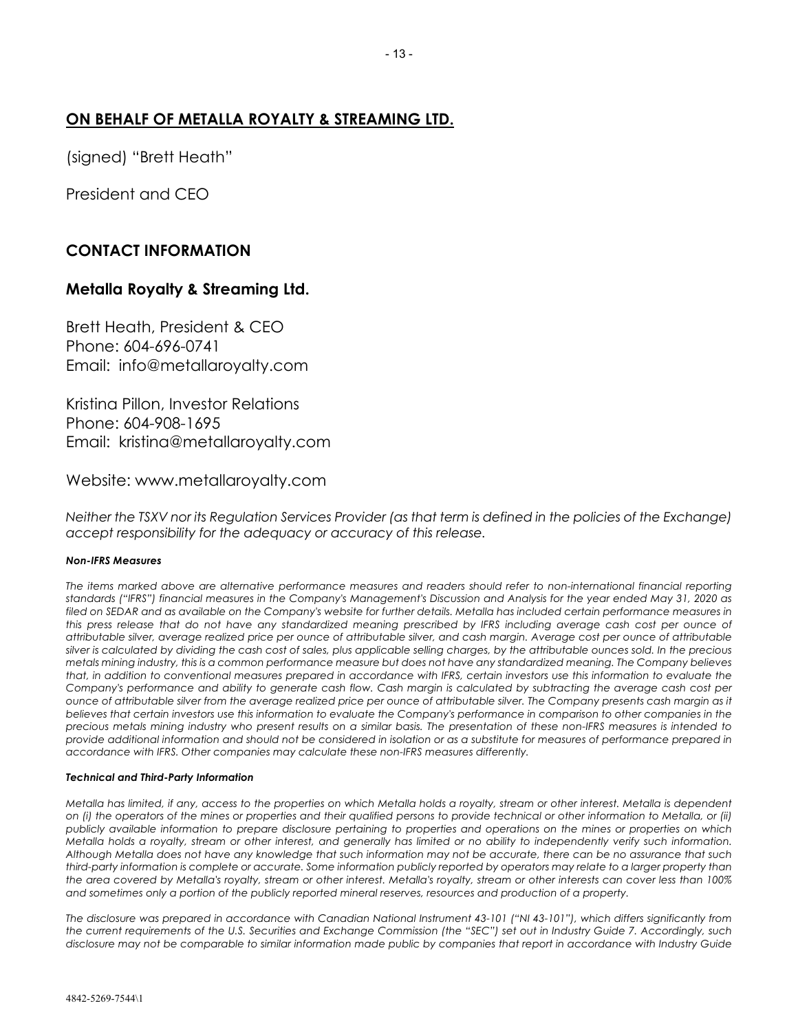## **ON BEHALF OF METALLA ROYALTY & STREAMING LTD.**

(signed) "Brett Heath"

President and CEO

## CONTACT INFORMATION

### Metalla Royalty & Streaming Ltd.

Brett Heath, President & CEO
Phone: 604-696-0741
Email: info@metallaroyalty.com

Kristina Pillon, Investor Relations
Phone: 604-908-1695
Email: kristina@metallaroyalty.com

Website: www.metallaroyalty.com

*Neither the TSXV nor its Regulation Services Provider (as that term is defined in the policies of the Exchange) accept responsibility for the adequacy or accuracy of this release.*

***Non-IFRS Measures***

*The items marked above are alternative performance measures and readers should refer to non-international financial reporting standards ("IFRS") financial measures in the Company's Management's Discussion and Analysis for the year ended May 31, 2020 as filed on SEDAR and as available on the Company's website for further details. Metalla has included certain performance measures in this press release that do not have any standardized meaning prescribed by IFRS including average cash cost per ounce of attributable silver, average realized price per ounce of attributable silver, and cash margin. Average cost per ounce of attributable silver is calculated by dividing the cash cost of sales, plus applicable selling charges, by the attributable ounces sold. In the precious metals mining industry, this is a common performance measure but does not have any standardized meaning. The Company believes that, in addition to conventional measures prepared in accordance with IFRS, certain investors use this information to evaluate the Company's performance and ability to generate cash flow. Cash margin is calculated by subtracting the average cash cost per ounce of attributable silver from the average realized price per ounce of attributable silver. The Company presents cash margin as it believes that certain investors use this information to evaluate the Company's performance in comparison to other companies in the precious metals mining industry who present results on a similar basis. The presentation of these non-IFRS measures is intended to provide additional information and should not be considered in isolation or as a substitute for measures of performance prepared in accordance with IFRS. Other companies may calculate these non-IFRS measures differently.*

***Technical and Third-Party Information***

*Metalla has limited, if any, access to the properties on which Metalla holds a royalty, stream or other interest. Metalla is dependent on (i) the operators of the mines or properties and their qualified persons to provide technical or other information to Metalla, or (ii) publicly available information to prepare disclosure pertaining to properties and operations on the mines or properties on which Metalla holds a royalty, stream or other interest, and generally has limited or no ability to independently verify such information. Although Metalla does not have any knowledge that such information may not be accurate, there can be no assurance that such third-party information is complete or accurate. Some information publicly reported by operators may relate to a larger property than the area covered by Metalla's royalty, stream or other interest. Metalla's royalty, stream or other interests can cover less than 100% and sometimes only a portion of the publicly reported mineral reserves, resources and production of a property.*

*The disclosure was prepared in accordance with Canadian National Instrument 43-101 ("NI 43-101"), which differs significantly from the current requirements of the U.S. Securities and Exchange Commission (the "SEC") set out in Industry Guide 7. Accordingly, such disclosure may not be comparable to similar information made public by companies that report in accordance with Industry Guide*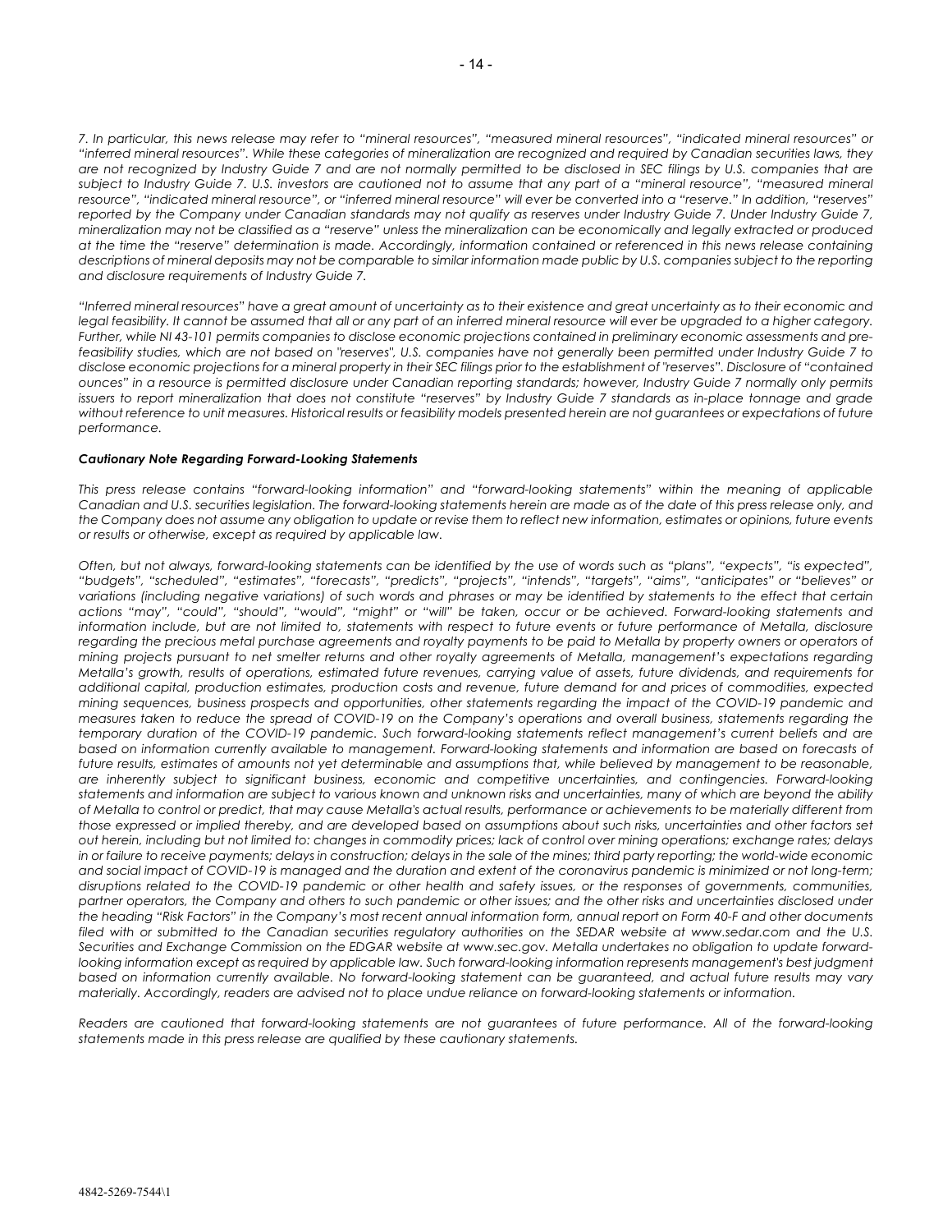*7. In particular, this news release may refer to "mineral resources", "measured mineral resources", "indicated mineral resources" or "inferred mineral resources". While these categories of mineralization are recognized and required by Canadian securities laws, they are not recognized by Industry Guide 7 and are not normally permitted to be disclosed in SEC filings by U.S. companies that are subject to Industry Guide 7. U.S. investors are cautioned not to assume that any part of a "mineral resource", "measured mineral resource", "indicated mineral resource", or "inferred mineral resource" will ever be converted into a "reserve." In addition, "reserves" reported by the Company under Canadian standards may not qualify as reserves under Industry Guide 7. Under Industry Guide 7, mineralization may not be classified as a "reserve" unless the mineralization can be economically and legally extracted or produced at the time the "reserve" determination is made. Accordingly, information contained or referenced in this news release containing descriptions of mineral deposits may not be comparable to similar information made public by U.S. companies subject to the reporting and disclosure requirements of Industry Guide 7.*

*"Inferred mineral resources" have a great amount of uncertainty as to their existence and great uncertainty as to their economic and legal feasibility. It cannot be assumed that all or any part of an inferred mineral resource will ever be upgraded to a higher category. Further, while NI 43-101 permits companies to disclose economic projections contained in preliminary economic assessments and pre-feasibility studies, which are not based on "reserves", U.S. companies have not generally been permitted under Industry Guide 7 to disclose economic projections for a mineral property in their SEC filings prior to the establishment of "reserves". Disclosure of "contained ounces" in a resource is permitted disclosure under Canadian reporting standards; however, Industry Guide 7 normally only permits issuers to report mineralization that does not constitute "reserves" by Industry Guide 7 standards as in-place tonnage and grade without reference to unit measures. Historical results or feasibility models presented herein are not guarantees or expectations of future performance.*

***Cautionary Note Regarding Forward-Looking Statements***

*This press release contains "forward-looking information" and "forward-looking statements" within the meaning of applicable Canadian and U.S. securities legislation. The forward-looking statements herein are made as of the date of this press release only, and the Company does not assume any obligation to update or revise them to reflect new information, estimates or opinions, future events or results or otherwise, except as required by applicable law.*

*Often, but not always, forward-looking statements can be identified by the use of words such as "plans", "expects", "is expected", "budgets", "scheduled", "estimates", "forecasts", "predicts", "projects", "intends", "targets", "aims", "anticipates" or "believes" or variations (including negative variations) of such words and phrases or may be identified by statements to the effect that certain actions "may", "could", "should", "would", "might" or "will" be taken, occur or be achieved. Forward-looking statements and information include, but are not limited to, statements with respect to future events or future performance of Metalla, disclosure regarding the precious metal purchase agreements and royalty payments to be paid to Metalla by property owners or operators of mining projects pursuant to net smelter returns and other royalty agreements of Metalla, management's expectations regarding Metalla's growth, results of operations, estimated future revenues, carrying value of assets, future dividends, and requirements for additional capital, production estimates, production costs and revenue, future demand for and prices of commodities, expected mining sequences, business prospects and opportunities, other statements regarding the impact of the COVID-19 pandemic and measures taken to reduce the spread of COVID-19 on the Company's operations and overall business, statements regarding the temporary duration of the COVID-19 pandemic. Such forward-looking statements reflect management's current beliefs and are based on information currently available to management. Forward-looking statements and information are based on forecasts of future results, estimates of amounts not yet determinable and assumptions that, while believed by management to be reasonable, are inherently subject to significant business, economic and competitive uncertainties, and contingencies. Forward-looking statements and information are subject to various known and unknown risks and uncertainties, many of which are beyond the ability of Metalla to control or predict, that may cause Metalla's actual results, performance or achievements to be materially different from those expressed or implied thereby, and are developed based on assumptions about such risks, uncertainties and other factors set out herein, including but not limited to: changes in commodity prices; lack of control over mining operations; exchange rates; delays in or failure to receive payments; delays in construction; delays in the sale of the mines; third party reporting; the world-wide economic and social impact of COVID-19 is managed and the duration and extent of the coronavirus pandemic is minimized or not long-term; disruptions related to the COVID-19 pandemic or other health and safety issues, or the responses of governments, communities, partner operators, the Company and others to such pandemic or other issues; and the other risks and uncertainties disclosed under the heading "Risk Factors" in the Company's most recent annual information form, annual report on Form 40-F and other documents filed with or submitted to the Canadian securities regulatory authorities on the SEDAR website at www.sedar.com and the U.S. Securities and Exchange Commission on the EDGAR website at www.sec.gov. Metalla undertakes no obligation to update forward-looking information except as required by applicable law. Such forward-looking information represents management's best judgment based on information currently available. No forward-looking statement can be guaranteed, and actual future results may vary materially. Accordingly, readers are advised not to place undue reliance on forward-looking statements or information.*

*Readers are cautioned that forward-looking statements are not guarantees of future performance. All of the forward-looking statements made in this press release are qualified by these cautionary statements.*

4842-5269-7544\1